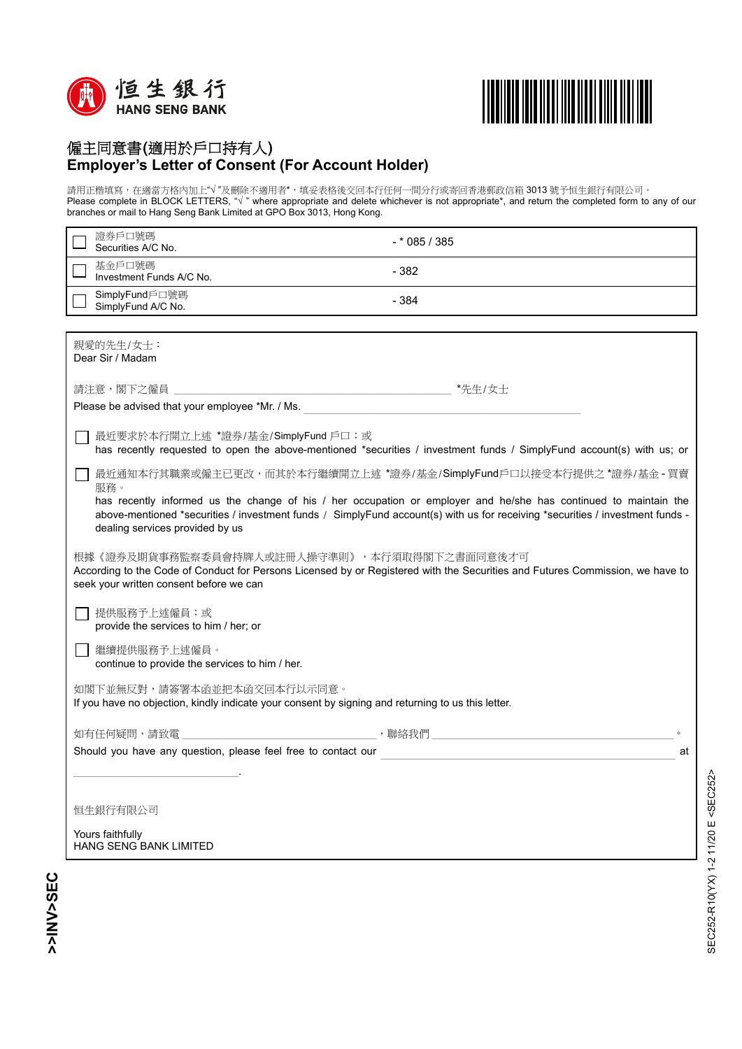# 僱主同意書(適用於戶口持有人)
# Employer's Letter of Consent (For Account Holder)

請用正楷填寫，在適當方格內加上"√ "及刪除不適用者*，填妥表格後交回本行任何一間分行或寄回香港郵政信箱 3013 號予恒生銀行有限公司。
Please complete in BLOCK LETTERS, "√ " where appropriate and delete whichever is not appropriate*, and return the completed form to any of our branches or mail to Hang Seng Bank Limited at GPO Box 3013, Hong Kong.

| | | |
|---|---|---|
| ☐ | 證券戶口號碼<br>Securities A/C No. | - * 085 / 385 |
| ☐ | 基金戶口號碼<br>Investment Funds A/C No. | - 382 |
| ☐ | SimplyFund戶口號碼<br>SimplyFund A/C No. | - 384 |

親愛的先生/女士：
Dear Sir / Madam

請注意，閣下之僱員 ______________________________ *先生/女士
Please be advised that your employee *Mr. / Ms. ______________________________

☐ 最近要求於本行開立上述 *證券/基金/SimplyFund 戶口；或
has recently requested to open the above-mentioned *securities / investment funds / SimplyFund account(s) with us; or

☐ 最近通知本行其職業或僱主已更改，而其於本行繼續開立上述 *證券/基金/SimplyFund戶口以接受本行提供之 *證券/基金 - 買賣服務。
has recently informed us the change of his / her occupation or employer and he/she has continued to maintain the above-mentioned *securities / investment funds / SimplyFund account(s) with us for receiving *securities / investment funds - dealing services provided by us

根據《證券及期貨事務監察委員會持牌人或註冊人操守準則》，本行須取得閣下之書面同意後才可
According to the Code of Conduct for Persons Licensed by or Registered with the Securities and Futures Commission, we have to seek your written consent before we can

☐ 提供服務予上述僱員；或
provide the services to him / her; or

☐ 繼續提供服務予上述僱員。
continue to provide the services to him / her.

如閣下並無反對，請簽署本函並把本函交回本行以示同意。
If you have no objection, kindly indicate your consent by signing and returning to us this letter.

如有任何疑問，請致電 ____________________，聯絡我們 ____________________。
Should you have any question, please feel free to contact our ____________________ at ____________________.

恒生銀行有限公司

Yours faithfully
HANG SENG BANK LIMITED

>>INV>SEC

SEC252-R10(YX) 1-2 11/20 E <SEC252>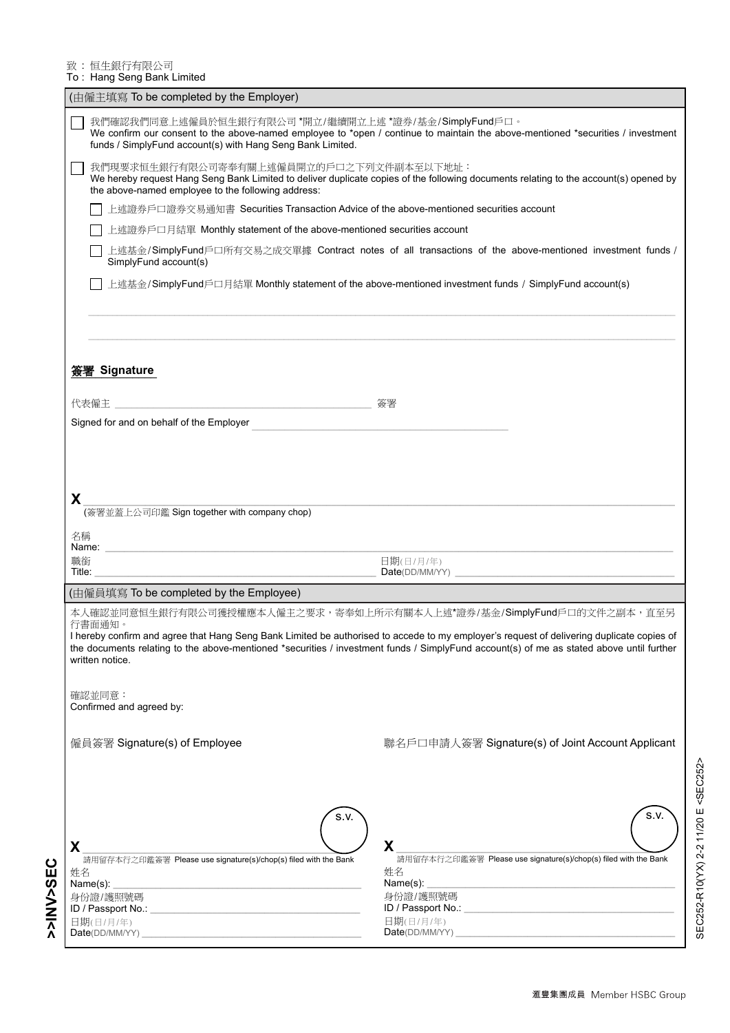致：恒生銀行有限公司
To: Hang Seng Bank Limited

(由僱主填寫 To be completed by the Employer)

☐ 我們確認我們同意上述僱員於恒生銀行有限公司 *開立/繼續開立上述 *證券/基金/SimplyFund戶口。
We confirm our consent to the above-named employee to *open / continue to maintain the above-mentioned *securities / investment funds / SimplyFund account(s) with Hang Seng Bank Limited.

☐ 我們現要求恒生銀行有限公司寄奉有關上述僱員開立的戶口之下列文件副本至以下地址：
We hereby request Hang Seng Bank Limited to deliver duplicate copies of the following documents relating to the account(s) opened by the above-named employee to the following address:

- ☐ 上述證券戶口證券交易通知書 Securities Transaction Advice of the above-mentioned securities account
- ☐ 上述證券戶口月結單 Monthly statement of the above-mentioned securities account
- ☐ 上述基金/SimplyFund戶口所有交易之成交單據 Contract notes of all transactions of the above-mentioned investment funds / SimplyFund account(s)
- ☐ 上述基金/SimplyFund戶口月結單 Monthly statement of the above-mentioned investment funds / SimplyFund account(s)

______________________________________________

______________________________________________

## 簽署 Signature

代表僱主 ______________________ 簽署

Signed for and on behalf of the Employer ______________________

X ______________________________________________
(簽署並蓋上公司印鑑 Sign together with company chop)

名稱
Name: ______________________

職銜
Title: ______________________ 日期(日/月/年) Date(DD/MM/YY) ______________________

(由僱員填寫 To be completed by the Employee)

本人確認並同意恒生銀行有限公司獲授權應本人僱主之要求，寄奉如上所示有關本人上述*證券/基金/SimplyFund戶口的文件之副本，直至另行書面通知。
I hereby confirm and agree that Hang Seng Bank Limited be authorised to accede to my employer's request of delivering duplicate copies of the documents relating to the above-mentioned *securities / investment funds / SimplyFund account(s) of me as stated above until further written notice.

確認並同意：
Confirmed and agreed by:

僱員簽署 Signature(s) of Employee

S.V.

X ______________________
請用留存本行之印鑑簽署 Please use signature(s)/chop(s) filed with the Bank

姓名
Name(s): ______________________

身份證/護照號碼
ID / Passport No.: ______________________

日期(日/月/年)
Date(DD/MM/YY) ______________________

聯名戶口申請人簽署 Signature(s) of Joint Account Applicant

S.V.

X ______________________
請用留存本行之印鑑簽署 Please use signature(s)/chop(s) filed with the Bank

姓名
Name(s): ______________________

身份證/護照號碼
ID / Passport No.: ______________________

日期(日/月/年)
Date(DD/MM/YY) ______________________

>>INV>SEC

SEC252-R10(YX) 2-2 11/20 E <SEC252>

滙豐集團成員 Member HSBC Group